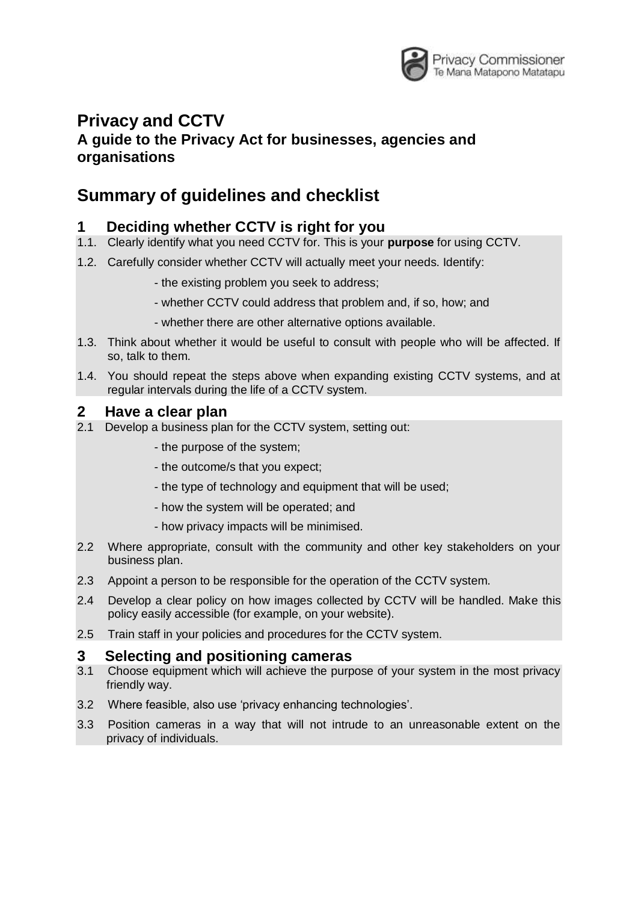Privacy Commissioner
Te Mana Matapono Matatapu

# Privacy and CCTV

### A guide to the Privacy Act for businesses, agencies and organisations

## Summary of guidelines and checklist

### 1 Deciding whether CCTV is right for you

1.1. Clearly identify what you need CCTV for. This is your **purpose** for using CCTV.

1.2. Carefully consider whether CCTV will actually meet your needs. Identify:

- the existing problem you seek to address;
- whether CCTV could address that problem and, if so, how; and
- whether there are other alternative options available.

1.3. Think about whether it would be useful to consult with people who will be affected. If so, talk to them.

1.4. You should repeat the steps above when expanding existing CCTV systems, and at regular intervals during the life of a CCTV system.

### 2 Have a clear plan

2.1 Develop a business plan for the CCTV system, setting out:

- the purpose of the system;
- the outcome/s that you expect;
- the type of technology and equipment that will be used;
- how the system will be operated; and
- how privacy impacts will be minimised.

2.2 Where appropriate, consult with the community and other key stakeholders on your business plan.

2.3 Appoint a person to be responsible for the operation of the CCTV system.

2.4 Develop a clear policy on how images collected by CCTV will be handled. Make this policy easily accessible (for example, on your website).

2.5 Train staff in your policies and procedures for the CCTV system.

### 3 Selecting and positioning cameras

3.1 Choose equipment which will achieve the purpose of your system in the most privacy friendly way.

3.2 Where feasible, also use 'privacy enhancing technologies'.

3.3 Position cameras in a way that will not intrude to an unreasonable extent on the privacy of individuals.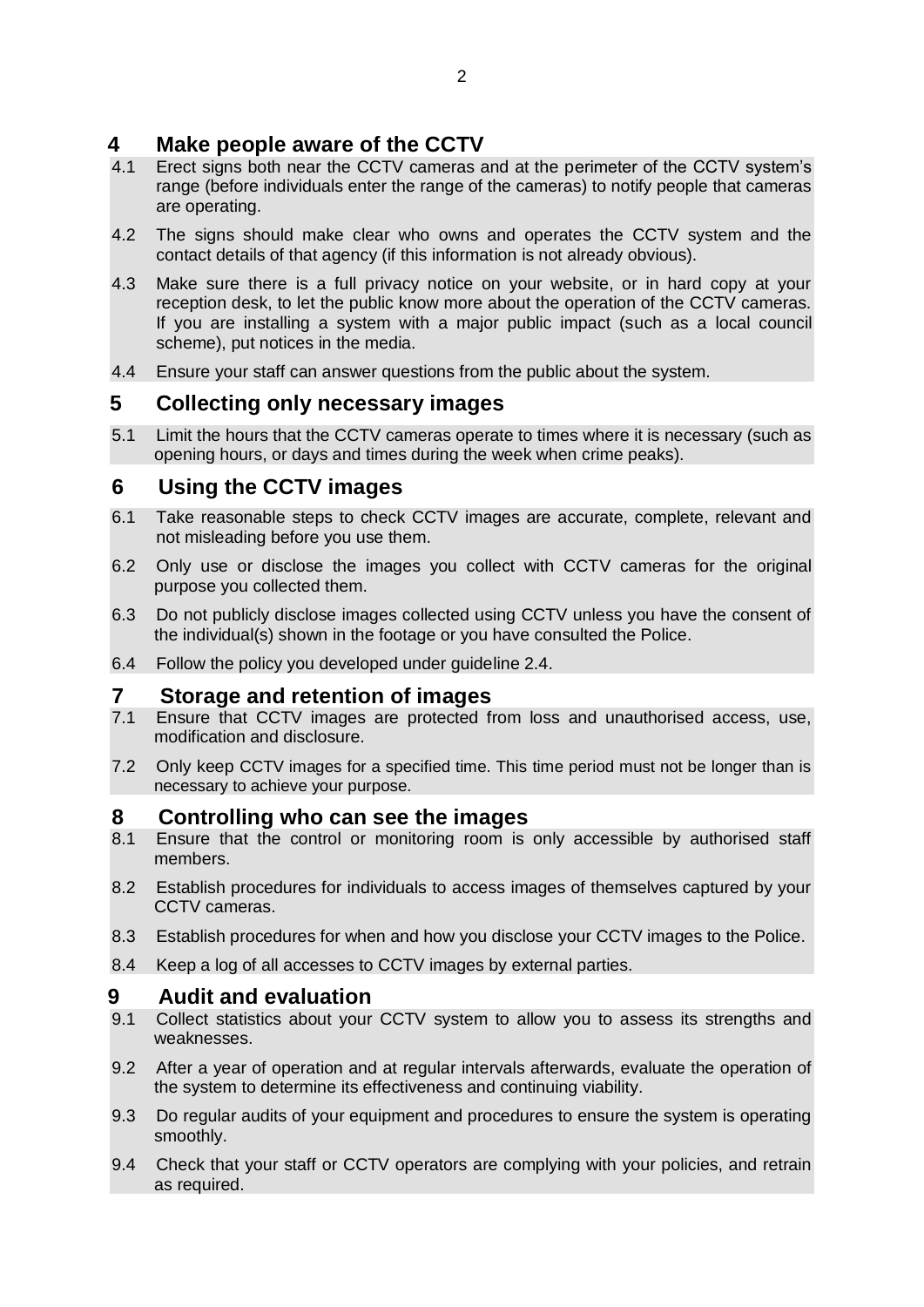## 4 Make people aware of the CCTV

4.1 Erect signs both near the CCTV cameras and at the perimeter of the CCTV system's range (before individuals enter the range of the cameras) to notify people that cameras are operating.

4.2 The signs should make clear who owns and operates the CCTV system and the contact details of that agency (if this information is not already obvious).

4.3 Make sure there is a full privacy notice on your website, or in hard copy at your reception desk, to let the public know more about the operation of the CCTV cameras. If you are installing a system with a major public impact (such as a local council scheme), put notices in the media.

4.4 Ensure your staff can answer questions from the public about the system.

## 5 Collecting only necessary images

5.1 Limit the hours that the CCTV cameras operate to times where it is necessary (such as opening hours, or days and times during the week when crime peaks).

## 6 Using the CCTV images

6.1 Take reasonable steps to check CCTV images are accurate, complete, relevant and not misleading before you use them.

6.2 Only use or disclose the images you collect with CCTV cameras for the original purpose you collected them.

6.3 Do not publicly disclose images collected using CCTV unless you have the consent of the individual(s) shown in the footage or you have consulted the Police.

6.4 Follow the policy you developed under guideline 2.4.

## 7 Storage and retention of images

7.1 Ensure that CCTV images are protected from loss and unauthorised access, use, modification and disclosure.

7.2 Only keep CCTV images for a specified time. This time period must not be longer than is necessary to achieve your purpose.

## 8 Controlling who can see the images

8.1 Ensure that the control or monitoring room is only accessible by authorised staff members.

8.2 Establish procedures for individuals to access images of themselves captured by your CCTV cameras.

8.3 Establish procedures for when and how you disclose your CCTV images to the Police.

8.4 Keep a log of all accesses to CCTV images by external parties.

## 9 Audit and evaluation

9.1 Collect statistics about your CCTV system to allow you to assess its strengths and weaknesses.

9.2 After a year of operation and at regular intervals afterwards, evaluate the operation of the system to determine its effectiveness and continuing viability.

9.3 Do regular audits of your equipment and procedures to ensure the system is operating smoothly.

9.4 Check that your staff or CCTV operators are complying with your policies, and retrain as required.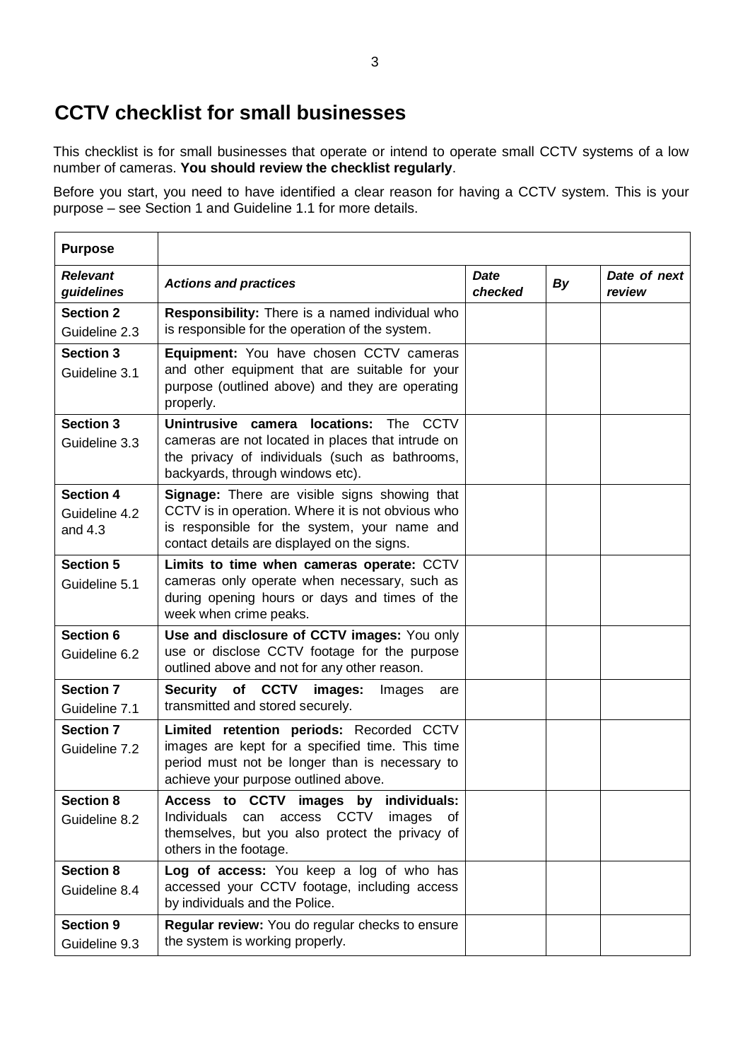# CCTV checklist for small businesses

This checklist is for small businesses that operate or intend to operate small CCTV systems of a low number of cameras. **You should review the checklist regularly**.

Before you start, you need to have identified a clear reason for having a CCTV system. This is your purpose – see Section 1 and Guideline 1.1 for more details.

| **Purpose** | | | | |
|---|---|---|---|---|
| ***Relevant guidelines*** | ***Actions and practices*** | ***Date checked*** | ***By*** | ***Date of next review*** |
| **Section 2** Guideline 2.3 | **Responsibility:** There is a named individual who is responsible for the operation of the system. | | | |
| **Section 3** Guideline 3.1 | **Equipment:** You have chosen CCTV cameras and other equipment that are suitable for your purpose (outlined above) and they are operating properly. | | | |
| **Section 3** Guideline 3.3 | **Unintrusive camera locations:** The CCTV cameras are not located in places that intrude on the privacy of individuals (such as bathrooms, backyards, through windows etc). | | | |
| **Section 4** Guideline 4.2 and 4.3 | **Signage:** There are visible signs showing that CCTV is in operation. Where it is not obvious who is responsible for the system, your name and contact details are displayed on the signs. | | | |
| **Section 5** Guideline 5.1 | **Limits to time when cameras operate:** CCTV cameras only operate when necessary, such as during opening hours or days and times of the week when crime peaks. | | | |
| **Section 6** Guideline 6.2 | **Use and disclosure of CCTV images:** You only use or disclose CCTV footage for the purpose outlined above and not for any other reason. | | | |
| **Section 7** Guideline 7.1 | **Security of CCTV images:** Images are transmitted and stored securely. | | | |
| **Section 7** Guideline 7.2 | **Limited retention periods:** Recorded CCTV images are kept for a specified time. This time period must not be longer than is necessary to achieve your purpose outlined above. | | | |
| **Section 8** Guideline 8.2 | **Access to CCTV images by individuals:** Individuals can access CCTV images of themselves, but you also protect the privacy of others in the footage. | | | |
| **Section 8** Guideline 8.4 | **Log of access:** You keep a log of who has accessed your CCTV footage, including access by individuals and the Police. | | | |
| **Section 9** Guideline 9.3 | **Regular review:** You do regular checks to ensure the system is working properly. | | | |